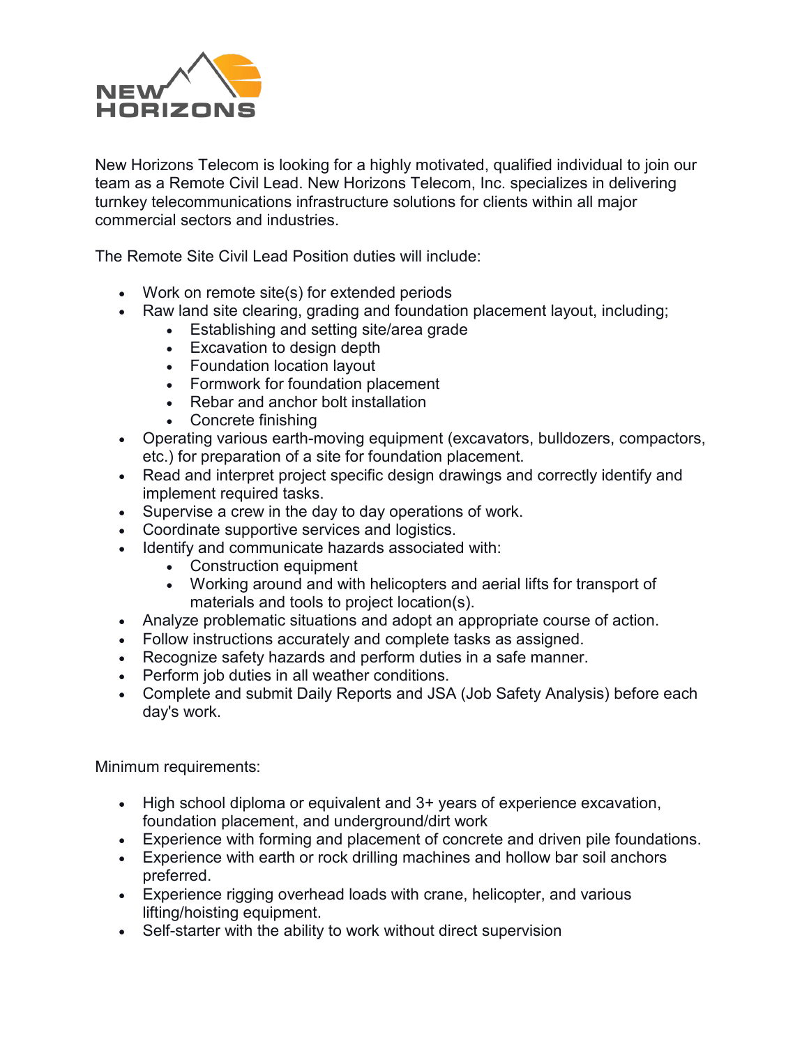NEW HORIZONS

New Horizons Telecom is looking for a highly motivated, qualified individual to join our team as a Remote Civil Lead. New Horizons Telecom, Inc. specializes in delivering turnkey telecommunications infrastructure solutions for clients within all major commercial sectors and industries.

The Remote Site Civil Lead Position duties will include:

- Work on remote site(s) for extended periods
- Raw land site clearing, grading and foundation placement layout, including;
  - Establishing and setting site/area grade
  - Excavation to design depth
  - Foundation location layout
  - Formwork for foundation placement
  - Rebar and anchor bolt installation
  - Concrete finishing
- Operating various earth-moving equipment (excavators, bulldozers, compactors, etc.) for preparation of a site for foundation placement.
- Read and interpret project specific design drawings and correctly identify and implement required tasks.
- Supervise a crew in the day to day operations of work.
- Coordinate supportive services and logistics.
- Identify and communicate hazards associated with:
  - Construction equipment
  - Working around and with helicopters and aerial lifts for transport of materials and tools to project location(s).
- Analyze problematic situations and adopt an appropriate course of action.
- Follow instructions accurately and complete tasks as assigned.
- Recognize safety hazards and perform duties in a safe manner.
- Perform job duties in all weather conditions.
- Complete and submit Daily Reports and JSA (Job Safety Analysis) before each day's work.

Minimum requirements:

- High school diploma or equivalent and 3+ years of experience excavation, foundation placement, and underground/dirt work
- Experience with forming and placement of concrete and driven pile foundations.
- Experience with earth or rock drilling machines and hollow bar soil anchors preferred.
- Experience rigging overhead loads with crane, helicopter, and various lifting/hoisting equipment.
- Self-starter with the ability to work without direct supervision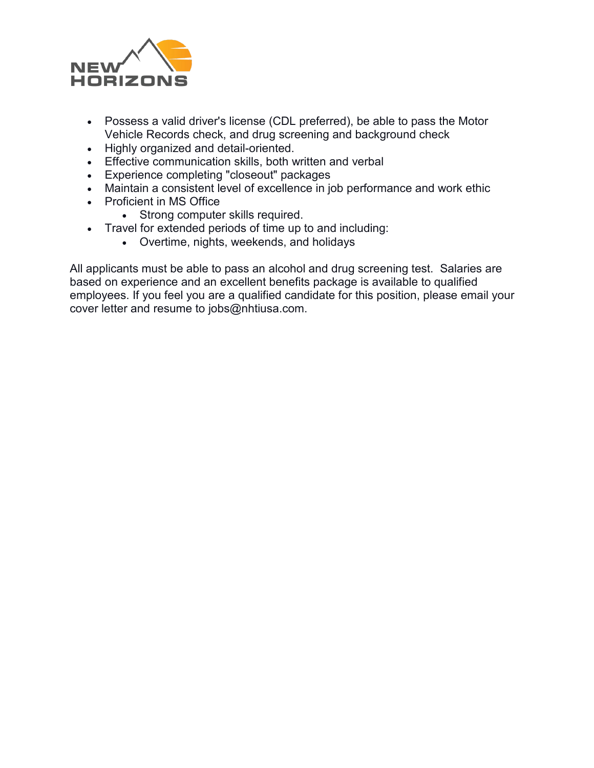- Possess a valid driver's license (CDL preferred), be able to pass the Motor Vehicle Records check, and drug screening and background check
- Highly organized and detail-oriented.
- Effective communication skills, both written and verbal
- Experience completing "closeout" packages
- Maintain a consistent level of excellence in job performance and work ethic
- Proficient in MS Office
  - Strong computer skills required.
- Travel for extended periods of time up to and including:
  - Overtime, nights, weekends, and holidays

All applicants must be able to pass an alcohol and drug screening test. Salaries are based on experience and an excellent benefits package is available to qualified employees. If you feel you are a qualified candidate for this position, please email your cover letter and resume to jobs@nhtiusa.com.